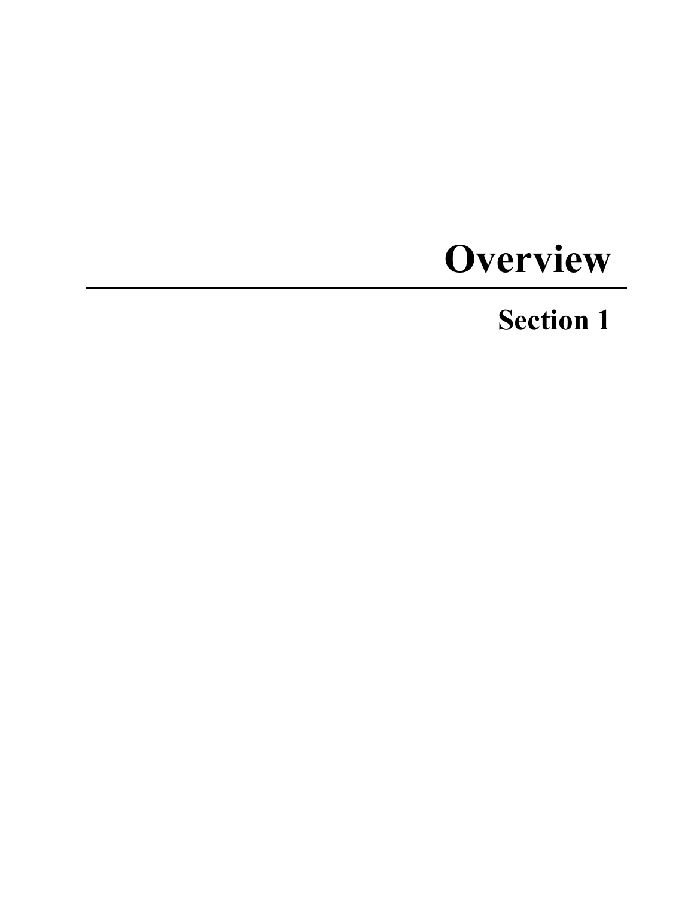# Overview

## Section 1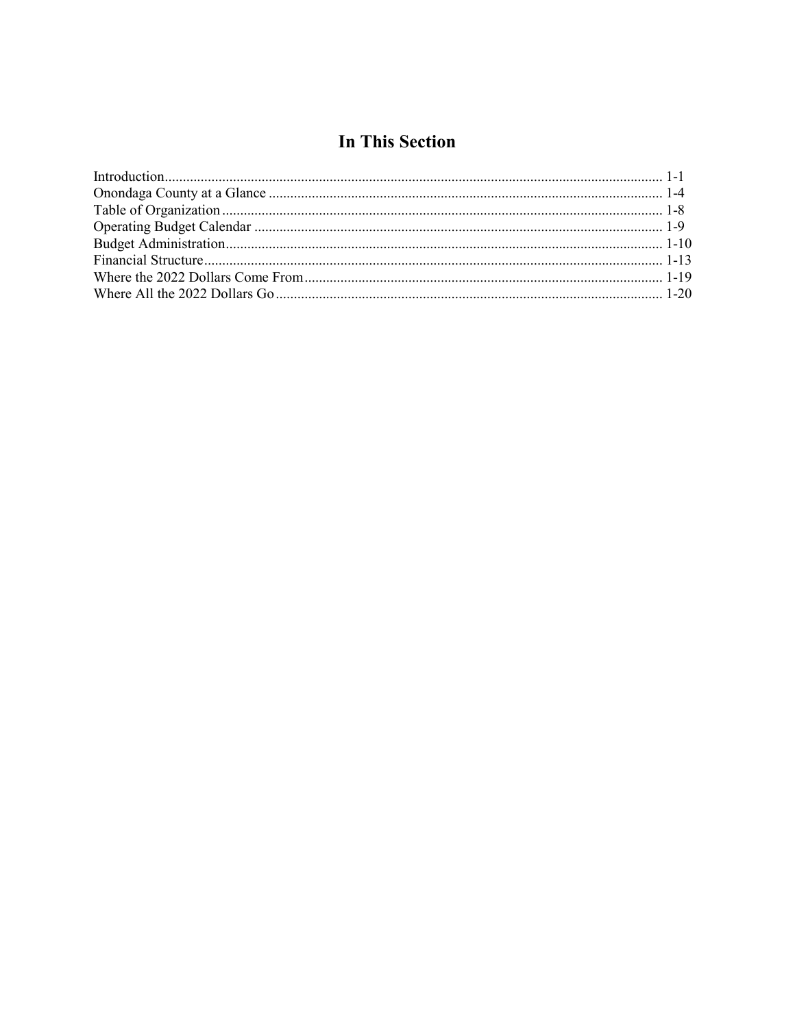## In This Section

| | |
|---|---|
| Introduction | 1-1 |
| Onondaga County at a Glance | 1-4 |
| Table of Organization | 1-8 |
| Operating Budget Calendar | 1-9 |
| Budget Administration | 1-10 |
| Financial Structure | 1-13 |
| Where the 2022 Dollars Come From | 1-19 |
| Where All the 2022 Dollars Go | 1-20 |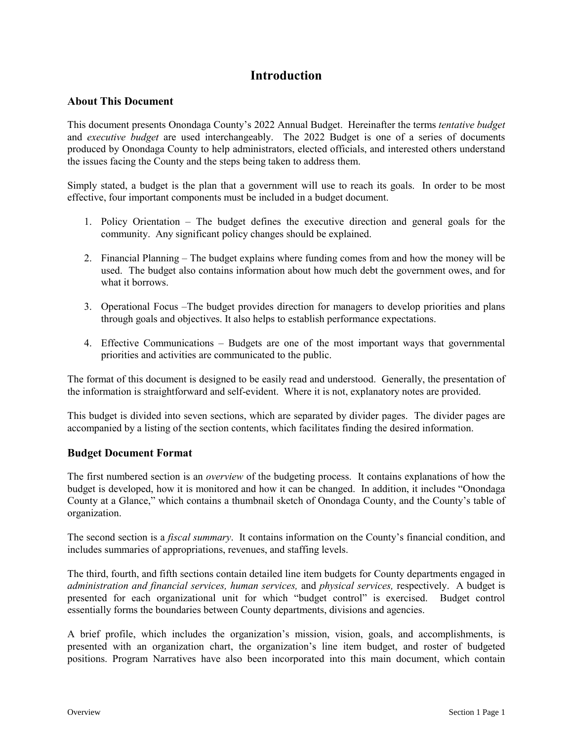# Introduction

## About This Document

This document presents Onondaga County's 2022 Annual Budget. Hereinafter the terms *tentative budget* and *executive budget* are used interchangeably. The 2022 Budget is one of a series of documents produced by Onondaga County to help administrators, elected officials, and interested others understand the issues facing the County and the steps being taken to address them.

Simply stated, a budget is the plan that a government will use to reach its goals. In order to be most effective, four important components must be included in a budget document.

1. Policy Orientation – The budget defines the executive direction and general goals for the community. Any significant policy changes should be explained.

2. Financial Planning – The budget explains where funding comes from and how the money will be used. The budget also contains information about how much debt the government owes, and for what it borrows.

3. Operational Focus –The budget provides direction for managers to develop priorities and plans through goals and objectives. It also helps to establish performance expectations.

4. Effective Communications – Budgets are one of the most important ways that governmental priorities and activities are communicated to the public.

The format of this document is designed to be easily read and understood. Generally, the presentation of the information is straightforward and self-evident. Where it is not, explanatory notes are provided.

This budget is divided into seven sections, which are separated by divider pages. The divider pages are accompanied by a listing of the section contents, which facilitates finding the desired information.

## Budget Document Format

The first numbered section is an *overview* of the budgeting process. It contains explanations of how the budget is developed, how it is monitored and how it can be changed. In addition, it includes "Onondaga County at a Glance," which contains a thumbnail sketch of Onondaga County, and the County's table of organization.

The second section is a *fiscal summary*. It contains information on the County's financial condition, and includes summaries of appropriations, revenues, and staffing levels.

The third, fourth, and fifth sections contain detailed line item budgets for County departments engaged in *administration and financial services, human services,* and *physical services,* respectively. A budget is presented for each organizational unit for which "budget control" is exercised. Budget control essentially forms the boundaries between County departments, divisions and agencies.

A brief profile, which includes the organization's mission, vision, goals, and accomplishments, is presented with an organization chart, the organization's line item budget, and roster of budgeted positions. Program Narratives have also been incorporated into this main document, which contain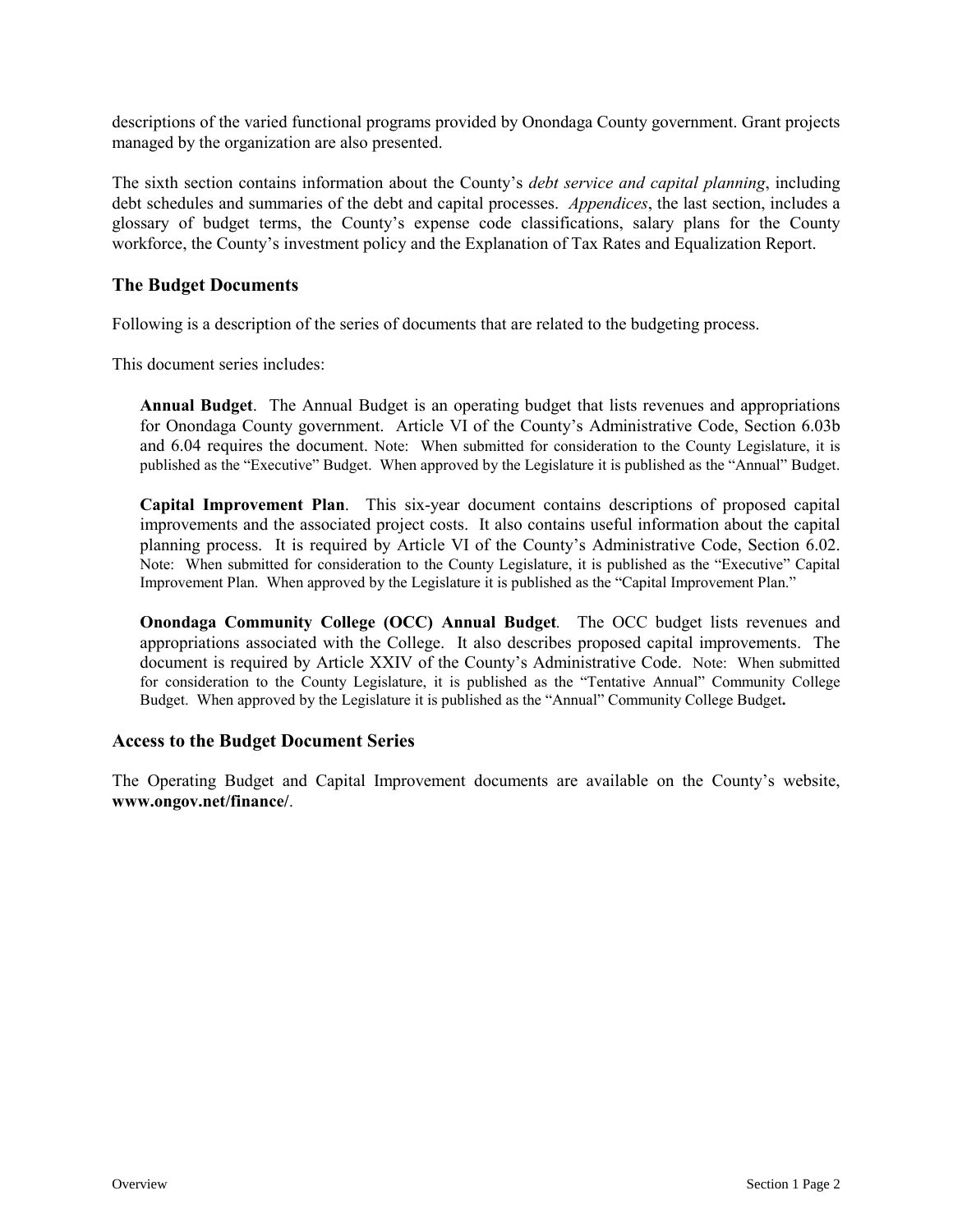descriptions of the varied functional programs provided by Onondaga County government. Grant projects managed by the organization are also presented.

The sixth section contains information about the County's *debt service and capital planning*, including debt schedules and summaries of the debt and capital processes. *Appendices*, the last section, includes a glossary of budget terms, the County's expense code classifications, salary plans for the County workforce, the County's investment policy and the Explanation of Tax Rates and Equalization Report.

### The Budget Documents

Following is a description of the series of documents that are related to the budgeting process.

This document series includes:

**Annual Budget**. The Annual Budget is an operating budget that lists revenues and appropriations for Onondaga County government. Article VI of the County's Administrative Code, Section 6.03b and 6.04 requires the document. Note: When submitted for consideration to the County Legislature, it is published as the "Executive" Budget. When approved by the Legislature it is published as the "Annual" Budget.

**Capital Improvement Plan**. This six-year document contains descriptions of proposed capital improvements and the associated project costs. It also contains useful information about the capital planning process. It is required by Article VI of the County's Administrative Code, Section 6.02. Note: When submitted for consideration to the County Legislature, it is published as the "Executive" Capital Improvement Plan. When approved by the Legislature it is published as the "Capital Improvement Plan."

**Onondaga Community College (OCC) Annual Budget**. The OCC budget lists revenues and appropriations associated with the College. It also describes proposed capital improvements. The document is required by Article XXIV of the County's Administrative Code. Note: When submitted for consideration to the County Legislature, it is published as the "Tentative Annual" Community College Budget. When approved by the Legislature it is published as the "Annual" Community College Budget**.**

### Access to the Budget Document Series

The Operating Budget and Capital Improvement documents are available on the County's website, **www.ongov.net/finance/**.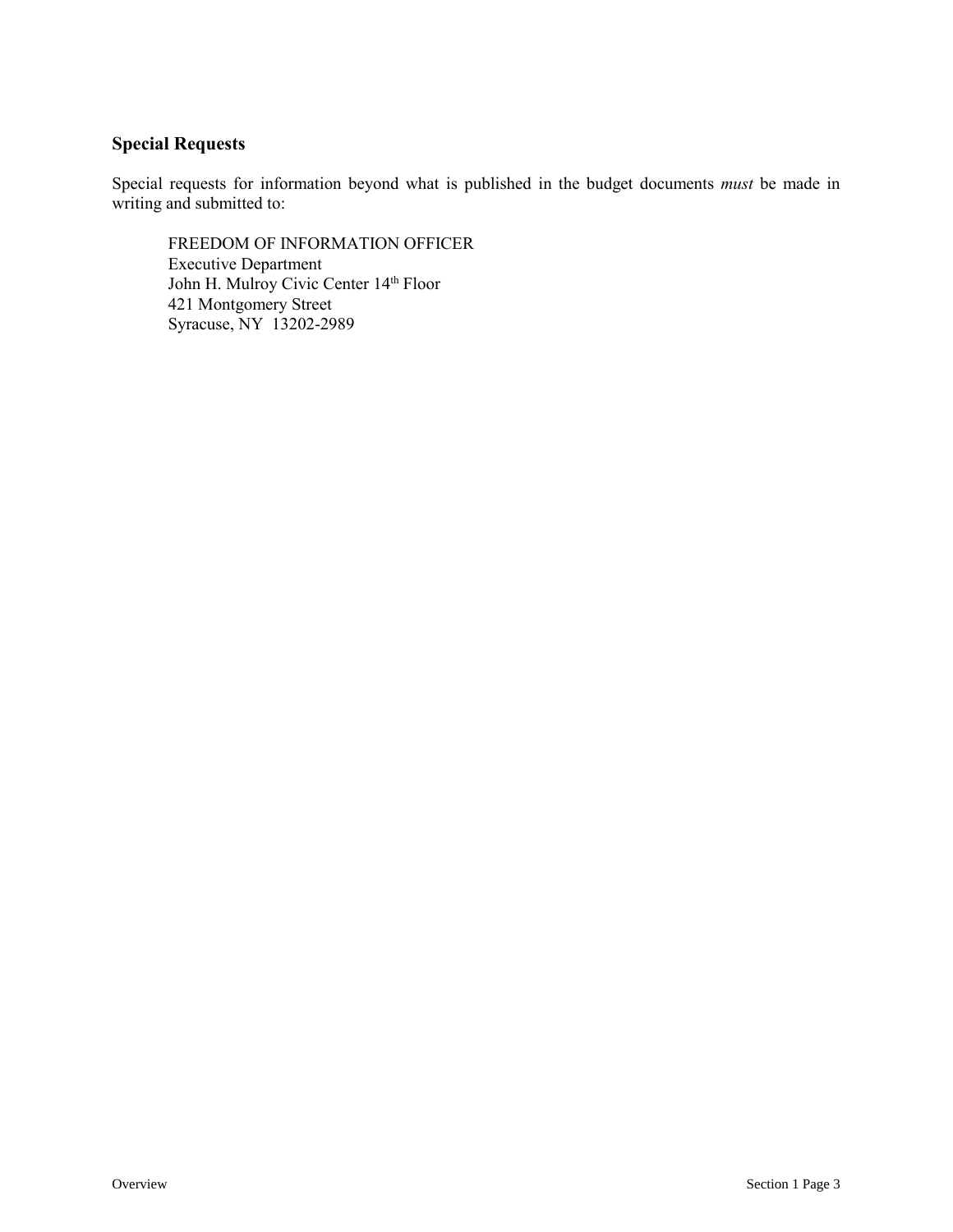## Special Requests

Special requests for information beyond what is published in the budget documents *must* be made in writing and submitted to:

> FREEDOM OF INFORMATION OFFICER
> Executive Department
> John H. Mulroy Civic Center 14th Floor
> 421 Montgomery Street
> Syracuse, NY 13202-2989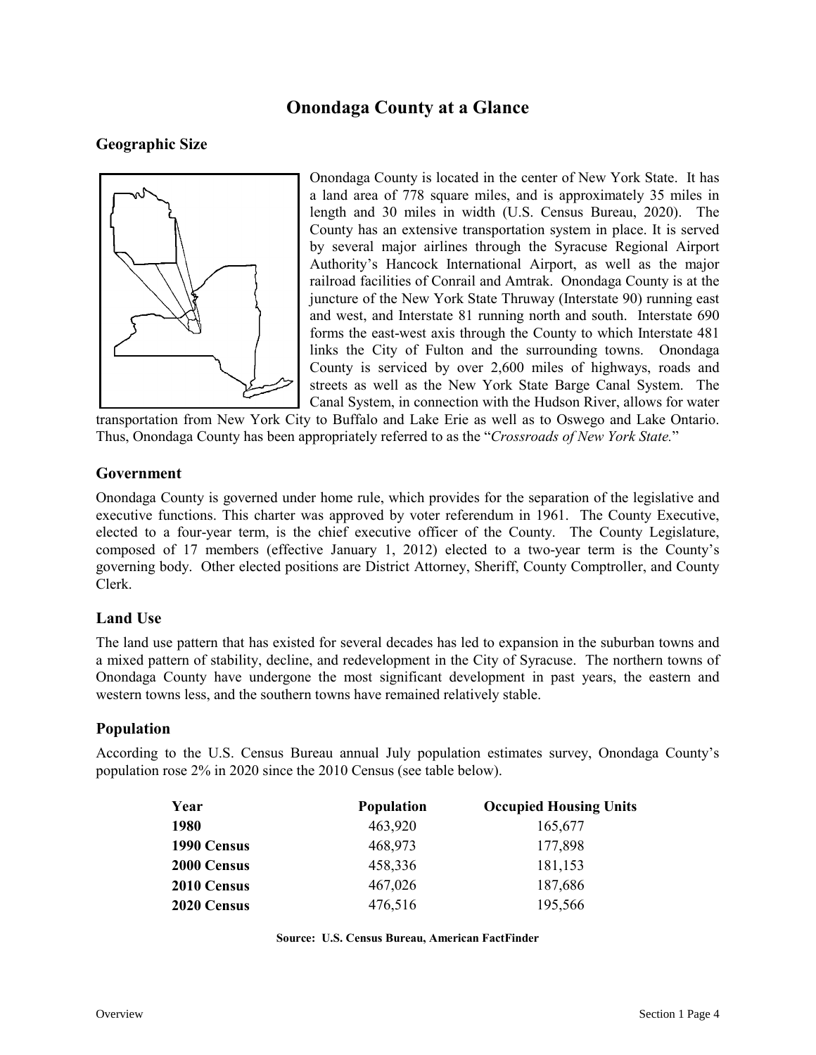# Onondaga County at a Glance

## Geographic Size

Onondaga County is located in the center of New York State. It has a land area of 778 square miles, and is approximately 35 miles in length and 30 miles in width (U.S. Census Bureau, 2020). The County has an extensive transportation system in place. It is served by several major airlines through the Syracuse Regional Airport Authority's Hancock International Airport, as well as the major railroad facilities of Conrail and Amtrak. Onondaga County is at the juncture of the New York State Thruway (Interstate 90) running east and west, and Interstate 81 running north and south. Interstate 690 forms the east-west axis through the County to which Interstate 481 links the City of Fulton and the surrounding towns. Onondaga County is serviced by over 2,600 miles of highways, roads and streets as well as the New York State Barge Canal System. The Canal System, in connection with the Hudson River, allows for water transportation from New York City to Buffalo and Lake Erie as well as to Oswego and Lake Ontario. Thus, Onondaga County has been appropriately referred to as the "*Crossroads of New York State.*"

## Government

Onondaga County is governed under home rule, which provides for the separation of the legislative and executive functions. This charter was approved by voter referendum in 1961. The County Executive, elected to a four-year term, is the chief executive officer of the County. The County Legislature, composed of 17 members (effective January 1, 2012) elected to a two-year term is the County's governing body. Other elected positions are District Attorney, Sheriff, County Comptroller, and County Clerk.

## Land Use

The land use pattern that has existed for several decades has led to expansion in the suburban towns and a mixed pattern of stability, decline, and redevelopment in the City of Syracuse. The northern towns of Onondaga County have undergone the most significant development in past years, the eastern and western towns less, and the southern towns have remained relatively stable.

## Population

According to the U.S. Census Bureau annual July population estimates survey, Onondaga County's population rose 2% in 2020 since the 2010 Census (see table below).

| Year | Population | Occupied Housing Units |
|---|---|---|
| **1980** | 463,920 | 165,677 |
| **1990 Census** | 468,973 | 177,898 |
| **2000 Census** | 458,336 | 181,153 |
| **2010 Census** | 467,026 | 187,686 |
| **2020 Census** | 476,516 | 195,566 |

**Source: U.S. Census Bureau, American FactFinder**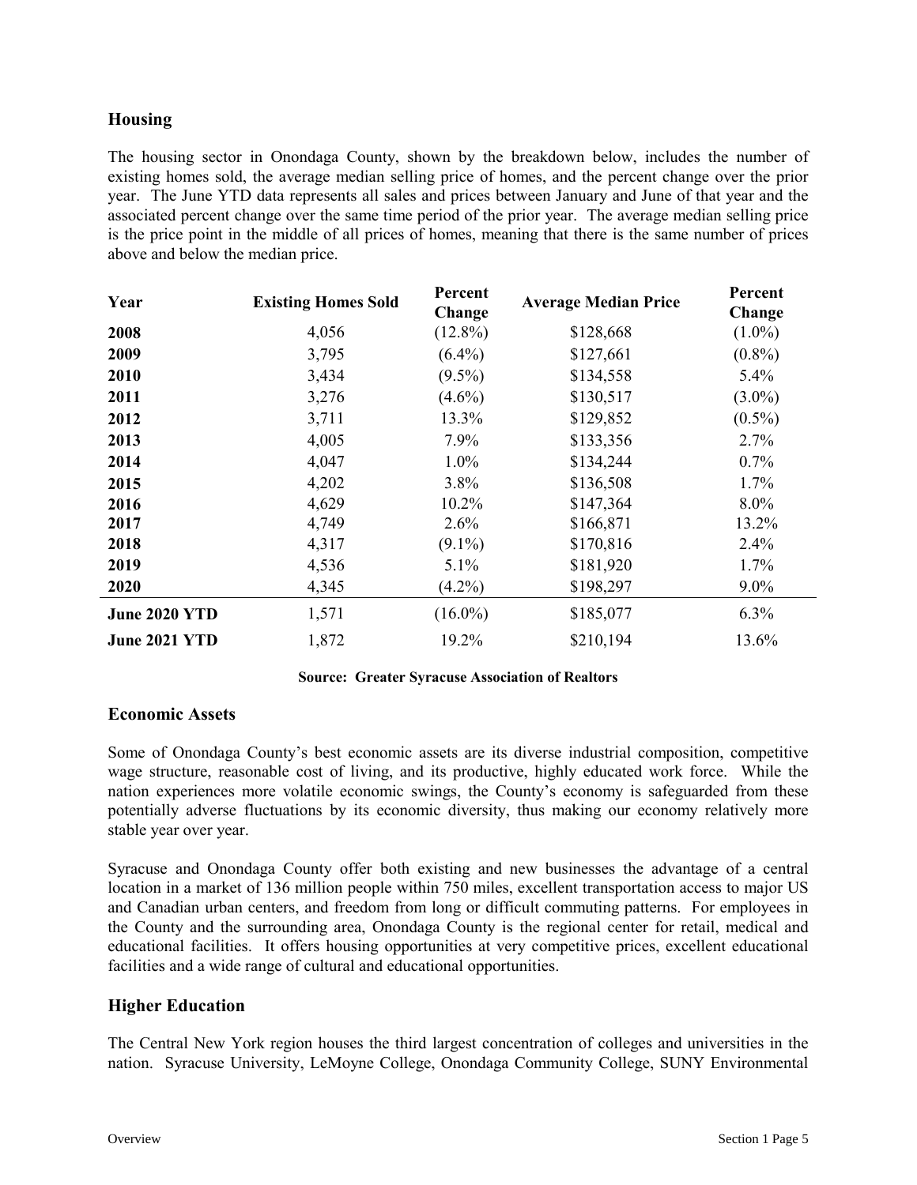## Housing

The housing sector in Onondaga County, shown by the breakdown below, includes the number of existing homes sold, the average median selling price of homes, and the percent change over the prior year. The June YTD data represents all sales and prices between January and June of that year and the associated percent change over the same time period of the prior year. The average median selling price is the price point in the middle of all prices of homes, meaning that there is the same number of prices above and below the median price.

| Year | Existing Homes Sold | Percent Change | Average Median Price | Percent Change |
|---|---|---|---|---|
| **2008** | 4,056 | (12.8%) | $128,668 | (1.0%) |
| **2009** | 3,795 | (6.4%) | $127,661 | (0.8%) |
| **2010** | 3,434 | (9.5%) | $134,558 | 5.4% |
| **2011** | 3,276 | (4.6%) | $130,517 | (3.0%) |
| **2012** | 3,711 | 13.3% | $129,852 | (0.5%) |
| **2013** | 4,005 | 7.9% | $133,356 | 2.7% |
| **2014** | 4,047 | 1.0% | $134,244 | 0.7% |
| **2015** | 4,202 | 3.8% | $136,508 | 1.7% |
| **2016** | 4,629 | 10.2% | $147,364 | 8.0% |
| **2017** | 4,749 | 2.6% | $166,871 | 13.2% |
| **2018** | 4,317 | (9.1%) | $170,816 | 2.4% |
| **2019** | 4,536 | 5.1% | $181,920 | 1.7% |
| **2020** | 4,345 | (4.2%) | $198,297 | 9.0% |
| **June 2020 YTD** | 1,571 | (16.0%) | $185,077 | 6.3% |
| **June 2021 YTD** | 1,872 | 19.2% | $210,194 | 13.6% |

**Source: Greater Syracuse Association of Realtors**

## Economic Assets

Some of Onondaga County's best economic assets are its diverse industrial composition, competitive wage structure, reasonable cost of living, and its productive, highly educated work force. While the nation experiences more volatile economic swings, the County's economy is safeguarded from these potentially adverse fluctuations by its economic diversity, thus making our economy relatively more stable year over year.

Syracuse and Onondaga County offer both existing and new businesses the advantage of a central location in a market of 136 million people within 750 miles, excellent transportation access to major US and Canadian urban centers, and freedom from long or difficult commuting patterns. For employees in the County and the surrounding area, Onondaga County is the regional center for retail, medical and educational facilities. It offers housing opportunities at very competitive prices, excellent educational facilities and a wide range of cultural and educational opportunities.

## Higher Education

The Central New York region houses the third largest concentration of colleges and universities in the nation. Syracuse University, LeMoyne College, Onondaga Community College, SUNY Environmental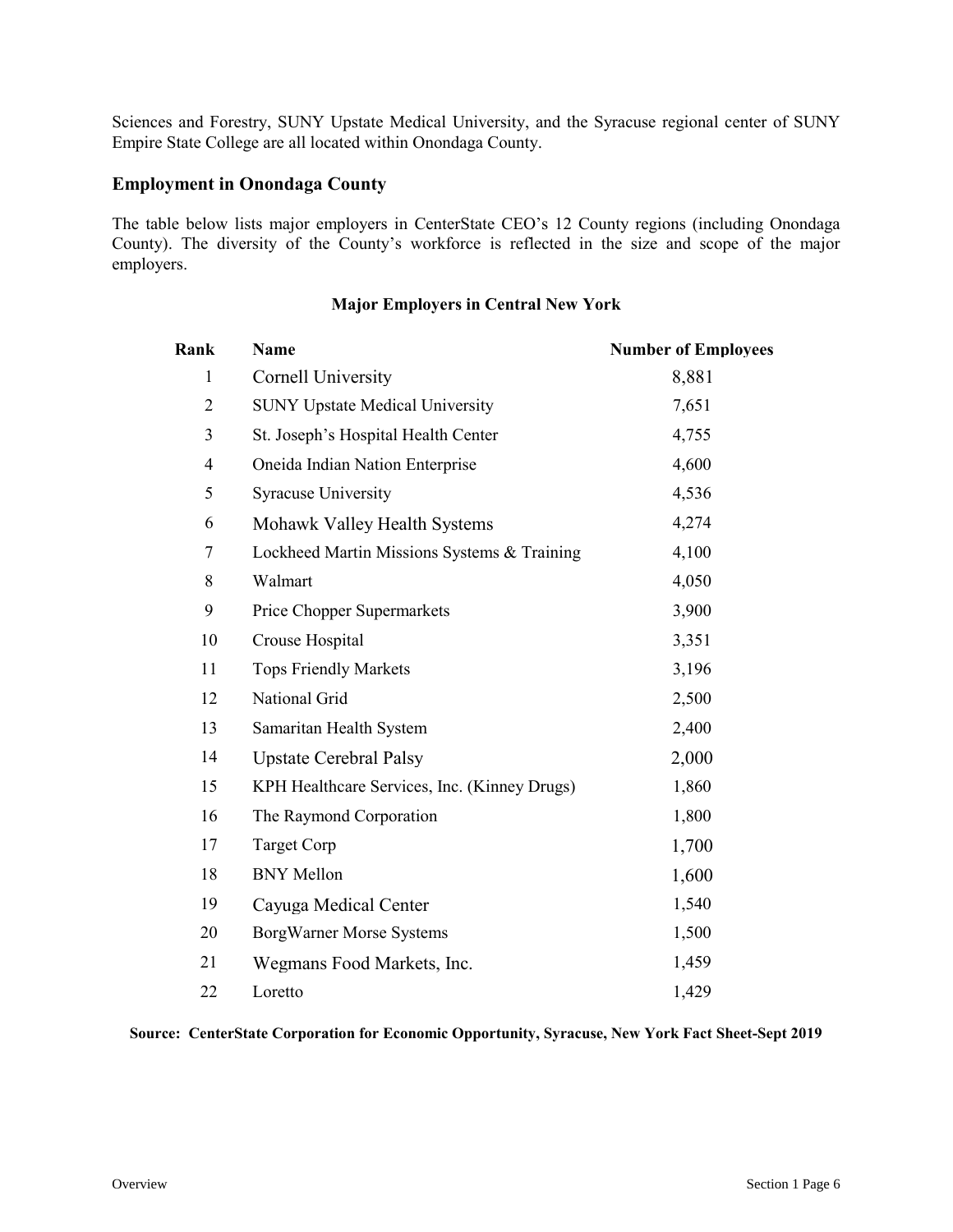Sciences and Forestry, SUNY Upstate Medical University, and the Syracuse regional center of SUNY Empire State College are all located within Onondaga County.

## Employment in Onondaga County

The table below lists major employers in CenterState CEO's 12 County regions (including Onondaga County). The diversity of the County's workforce is reflected in the size and scope of the major employers.

**Major Employers in Central New York**

| Rank | Name | Number of Employees |
|---|---|---|
| 1 | Cornell University | 8,881 |
| 2 | SUNY Upstate Medical University | 7,651 |
| 3 | St. Joseph's Hospital Health Center | 4,755 |
| 4 | Oneida Indian Nation Enterprise | 4,600 |
| 5 | Syracuse University | 4,536 |
| 6 | Mohawk Valley Health Systems | 4,274 |
| 7 | Lockheed Martin Missions Systems & Training | 4,100 |
| 8 | Walmart | 4,050 |
| 9 | Price Chopper Supermarkets | 3,900 |
| 10 | Crouse Hospital | 3,351 |
| 11 | Tops Friendly Markets | 3,196 |
| 12 | National Grid | 2,500 |
| 13 | Samaritan Health System | 2,400 |
| 14 | Upstate Cerebral Palsy | 2,000 |
| 15 | KPH Healthcare Services, Inc. (Kinney Drugs) | 1,860 |
| 16 | The Raymond Corporation | 1,800 |
| 17 | Target Corp | 1,700 |
| 18 | BNY Mellon | 1,600 |
| 19 | Cayuga Medical Center | 1,540 |
| 20 | BorgWarner Morse Systems | 1,500 |
| 21 | Wegmans Food Markets, Inc. | 1,459 |
| 22 | Loretto | 1,429 |

**Source: CenterState Corporation for Economic Opportunity, Syracuse, New York Fact Sheet-Sept 2019**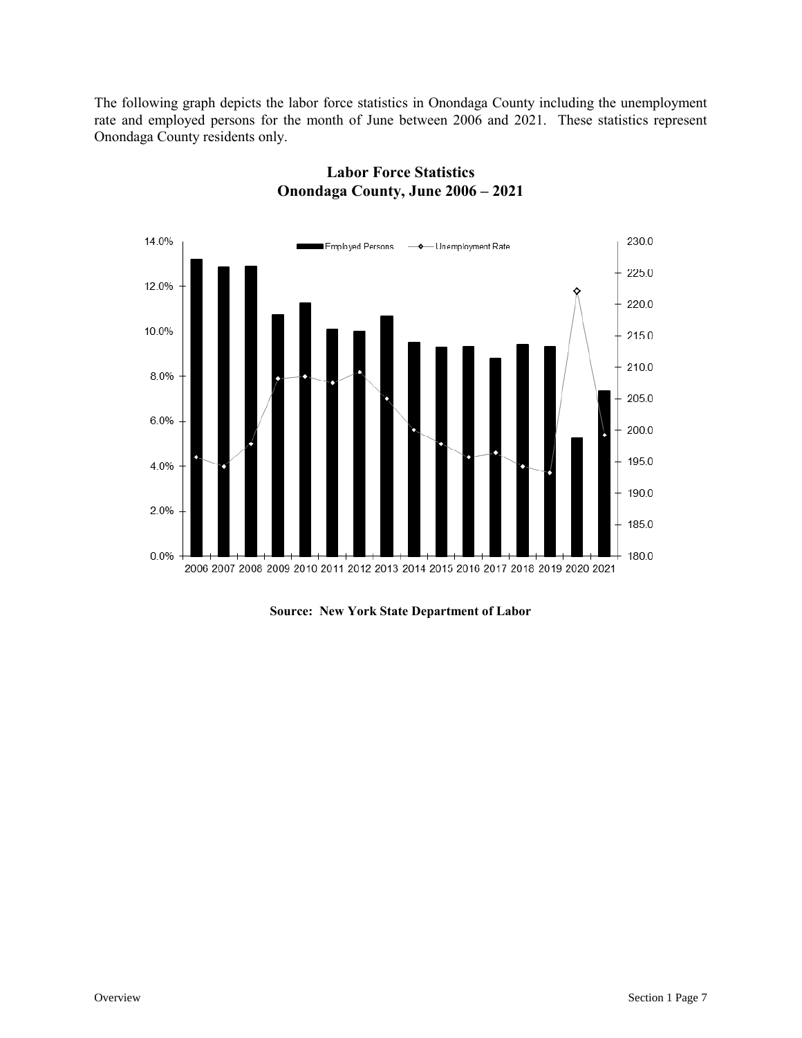The following graph depicts the labor force statistics in Onondaga County including the unemployment rate and employed persons for the month of June between 2006 and 2021. These statistics represent Onondaga County residents only.

**Labor Force Statistics**
**Onondaga County, June 2006 – 2021**

**Source: New York State Department of Labor**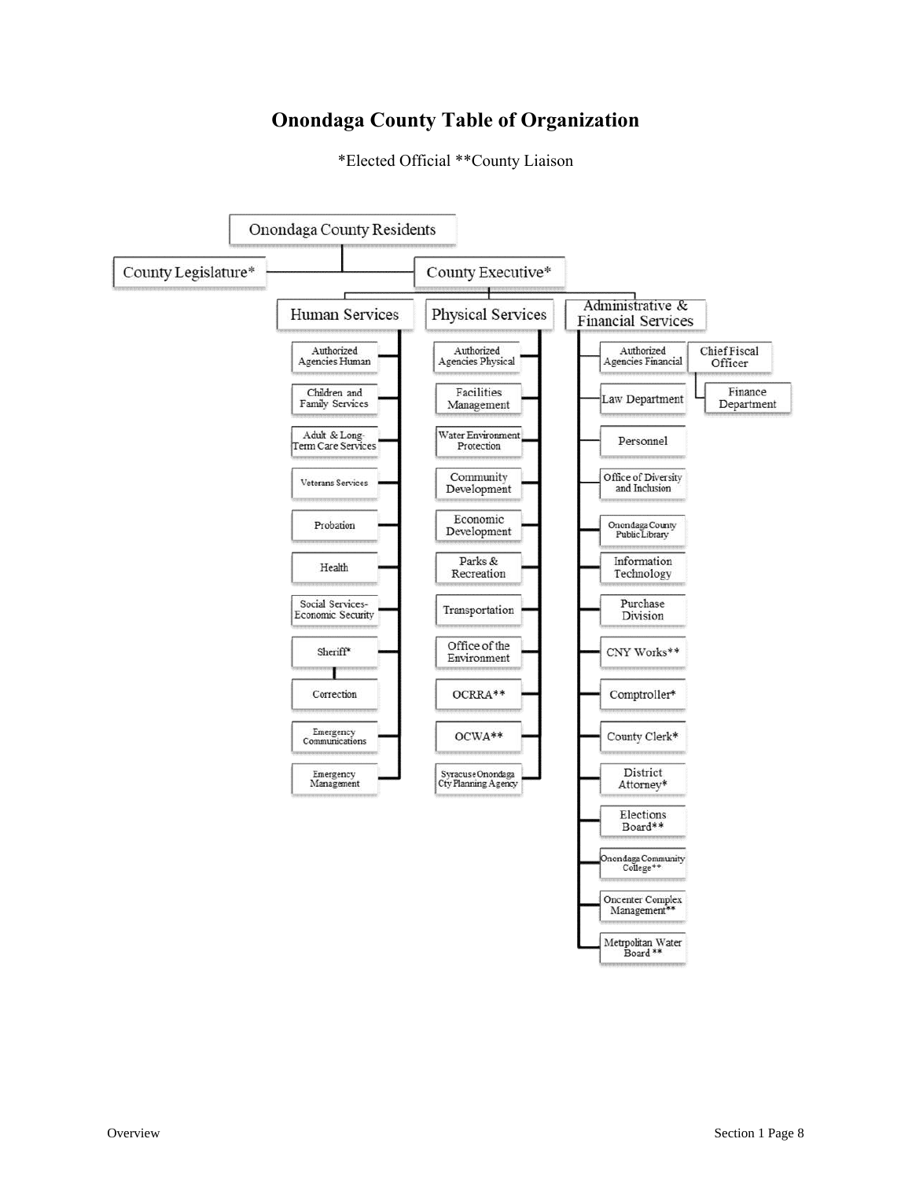# Onondaga County Table of Organization

*Elected Official **County Liaison

- Onondaga County Residents
  - County Legislature*
  - County Executive*
    - Human Services
      - Authorized Agencies Human
      - Children and Family Services
      - Adult & Long-Term Care Services
      - Veterans Services
      - Probation
      - Health
      - Social Services-Economic Security
      - Sheriff*
        - Correction
      - Emergency Communications
      - Emergency Management
    - Physical Services
      - Authorized Agencies Physical
      - Facilities Management
      - Water Environment Protection
      - Community Development
      - Economic Development
      - Parks & Recreation
      - Transportation
      - Office of the Environment
      - OCRRA**
      - OCWA**
      - Syracuse Onondaga Cty Planning Agency
    - Administrative & Financial Services
      - Authorized Agencies Financial
      - Chief Fiscal Officer
        - Finance Department
      - Law Department
      - Personnel
      - Office of Diversity and Inclusion
      - Onondaga County Public Library
      - Information Technology
      - Purchase Division
      - CNY Works**
      - Comptroller*
      - County Clerk*
      - District Attorney*
      - Elections Board**
      - Onondaga Community College**
      - Oncenter Complex Management**
      - Metrpolitan Water Board **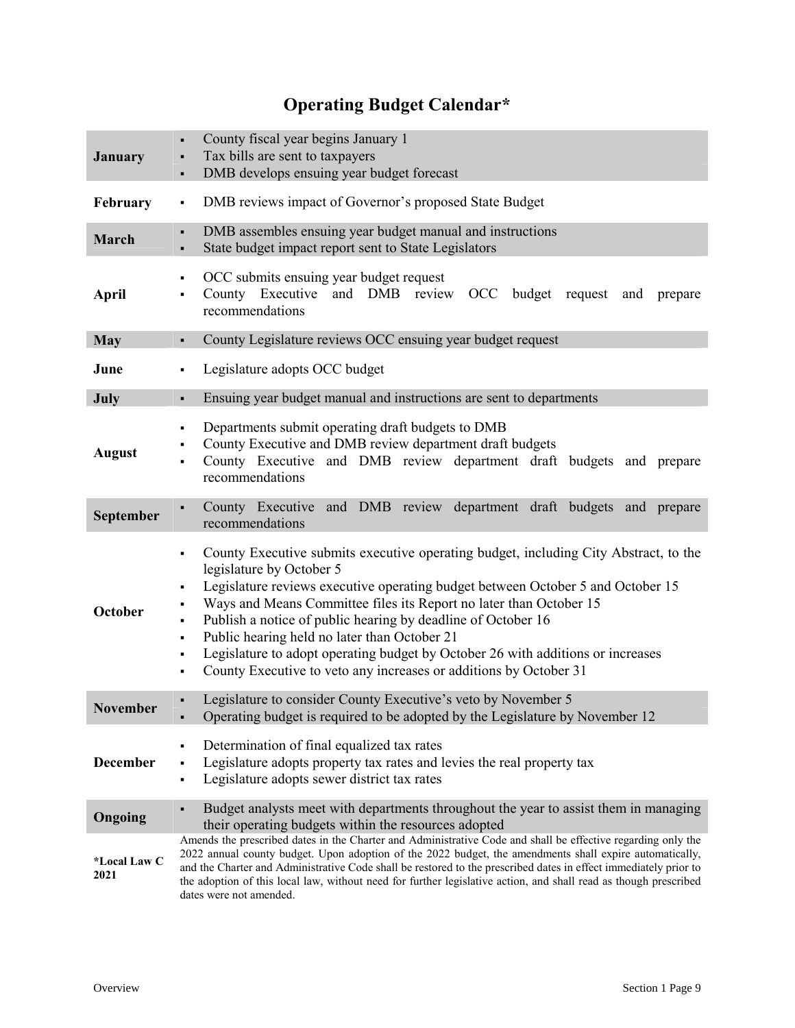# Operating Budget Calendar*

| Month | Activities |
|---|---|
| **January** | ▪ County fiscal year begins January 1<br>▪ Tax bills are sent to taxpayers<br>▪ DMB develops ensuing year budget forecast |
| **February** | ▪ DMB reviews impact of Governor's proposed State Budget |
| **March** | ▪ DMB assembles ensuing year budget manual and instructions<br>▪ State budget impact report sent to State Legislators |
| **April** | ▪ OCC submits ensuing year budget request<br>▪ County Executive and DMB review OCC budget request and prepare recommendations |
| **May** | ▪ County Legislature reviews OCC ensuing year budget request |
| **June** | ▪ Legislature adopts OCC budget |
| **July** | ▪ Ensuing year budget manual and instructions are sent to departments |
| **August** | ▪ Departments submit operating draft budgets to DMB<br>▪ County Executive and DMB review department draft budgets<br>▪ County Executive and DMB review department draft budgets and prepare recommendations |
| **September** | ▪ County Executive and DMB review department draft budgets and prepare recommendations |
| **October** | ▪ County Executive submits executive operating budget, including City Abstract, to the legislature by October 5<br>▪ Legislature reviews executive operating budget between October 5 and October 15<br>▪ Ways and Means Committee files its Report no later than October 15<br>▪ Publish a notice of public hearing by deadline of October 16<br>▪ Public hearing held no later than October 21<br>▪ Legislature to adopt operating budget by October 26 with additions or increases<br>▪ County Executive to veto any increases or additions by October 31 |
| **November** | ▪ Legislature to consider County Executive's veto by November 5<br>▪ Operating budget is required to be adopted by the Legislature by November 12 |
| **December** | ▪ Determination of final equalized tax rates<br>▪ Legislature adopts property tax rates and levies the real property tax<br>▪ Legislature adopts sewer district tax rates |
| **Ongoing** | ▪ Budget analysts meet with departments throughout the year to assist them in managing their operating budgets within the resources adopted |
| ***Local Law C 2021** | Amends the prescribed dates in the Charter and Administrative Code and shall be effective regarding only the 2022 annual county budget. Upon adoption of the 2022 budget, the amendments shall expire automatically, and the Charter and Administrative Code shall be restored to the prescribed dates in effect immediately prior to the adoption of this local law, without need for further legislative action, and shall read as though prescribed dates were not amended. |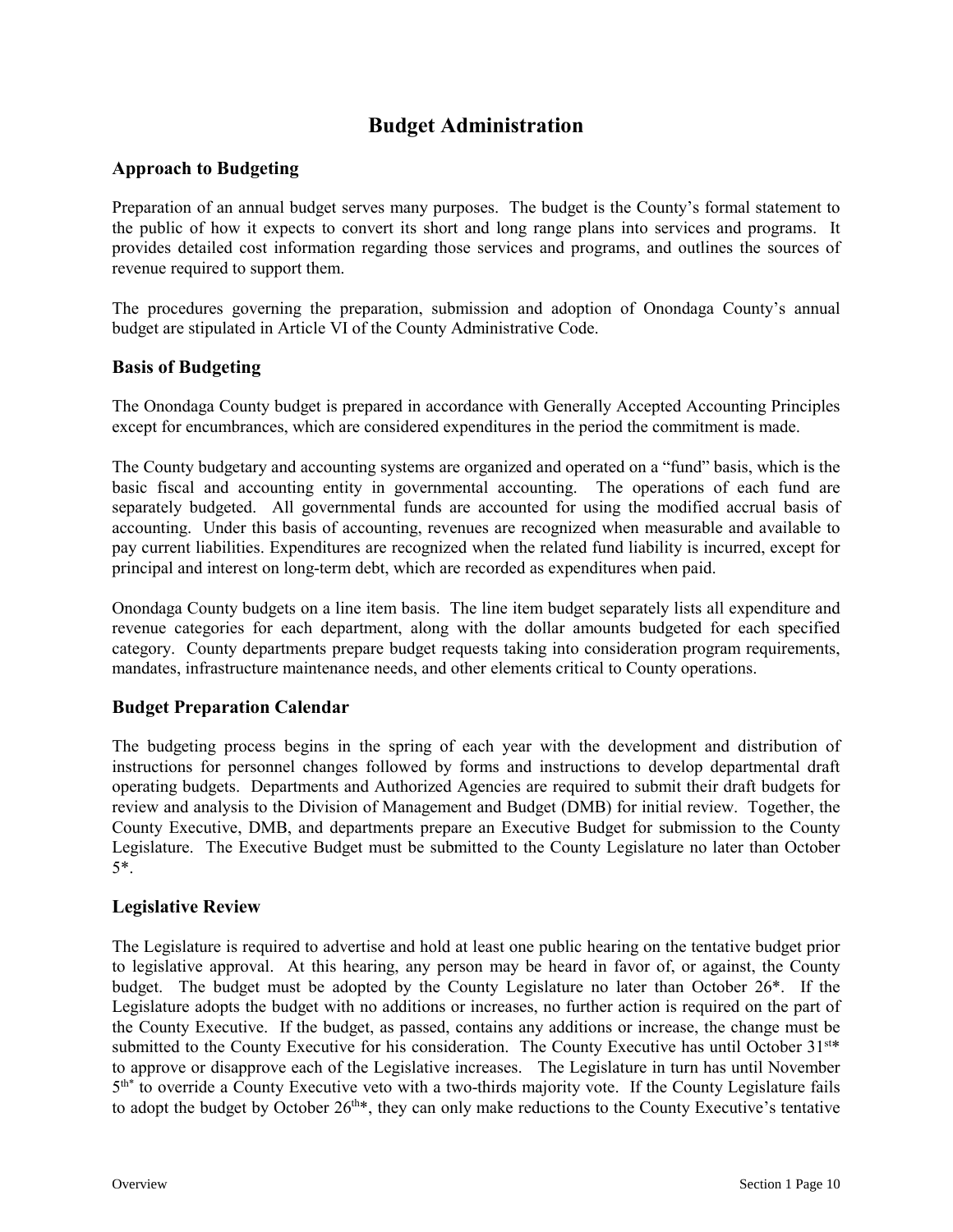# Budget Administration

## Approach to Budgeting

Preparation of an annual budget serves many purposes. The budget is the County's formal statement to the public of how it expects to convert its short and long range plans into services and programs. It provides detailed cost information regarding those services and programs, and outlines the sources of revenue required to support them.

The procedures governing the preparation, submission and adoption of Onondaga County's annual budget are stipulated in Article VI of the County Administrative Code.

## Basis of Budgeting

The Onondaga County budget is prepared in accordance with Generally Accepted Accounting Principles except for encumbrances, which are considered expenditures in the period the commitment is made.

The County budgetary and accounting systems are organized and operated on a "fund" basis, which is the basic fiscal and accounting entity in governmental accounting. The operations of each fund are separately budgeted. All governmental funds are accounted for using the modified accrual basis of accounting. Under this basis of accounting, revenues are recognized when measurable and available to pay current liabilities. Expenditures are recognized when the related fund liability is incurred, except for principal and interest on long-term debt, which are recorded as expenditures when paid.

Onondaga County budgets on a line item basis. The line item budget separately lists all expenditure and revenue categories for each department, along with the dollar amounts budgeted for each specified category. County departments prepare budget requests taking into consideration program requirements, mandates, infrastructure maintenance needs, and other elements critical to County operations.

## Budget Preparation Calendar

The budgeting process begins in the spring of each year with the development and distribution of instructions for personnel changes followed by forms and instructions to develop departmental draft operating budgets. Departments and Authorized Agencies are required to submit their draft budgets for review and analysis to the Division of Management and Budget (DMB) for initial review. Together, the County Executive, DMB, and departments prepare an Executive Budget for submission to the County Legislature. The Executive Budget must be submitted to the County Legislature no later than October 5*.

## Legislative Review

The Legislature is required to advertise and hold at least one public hearing on the tentative budget prior to legislative approval. At this hearing, any person may be heard in favor of, or against, the County budget. The budget must be adopted by the County Legislature no later than October 26*. If the Legislature adopts the budget with no additions or increases, no further action is required on the part of the County Executive. If the budget, as passed, contains any additions or increase, the change must be submitted to the County Executive for his consideration. The County Executive has until October 31st* to approve or disapprove each of the Legislative increases. The Legislature in turn has until November 5th* to override a County Executive veto with a two-thirds majority vote. If the County Legislature fails to adopt the budget by October 26th*, they can only make reductions to the County Executive's tentative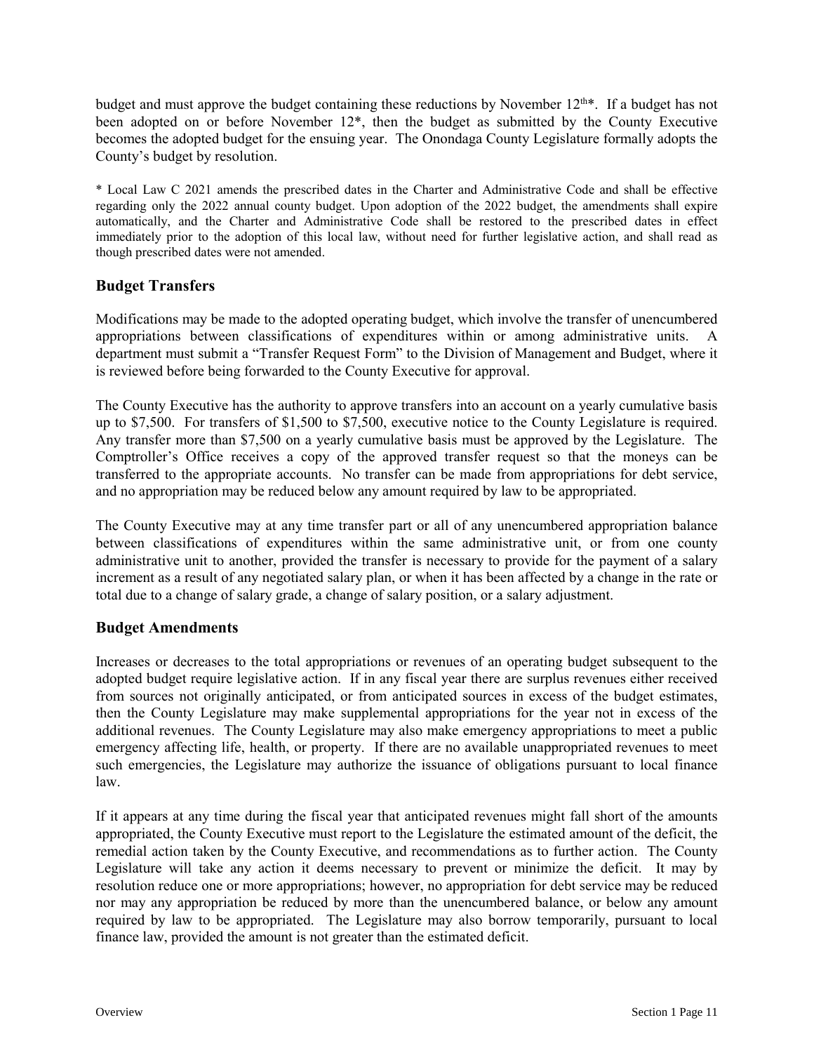budget and must approve the budget containing these reductions by November 12th*. If a budget has not been adopted on or before November 12*, then the budget as submitted by the County Executive becomes the adopted budget for the ensuing year. The Onondaga County Legislature formally adopts the County's budget by resolution.

* Local Law C 2021 amends the prescribed dates in the Charter and Administrative Code and shall be effective regarding only the 2022 annual county budget. Upon adoption of the 2022 budget, the amendments shall expire automatically, and the Charter and Administrative Code shall be restored to the prescribed dates in effect immediately prior to the adoption of this local law, without need for further legislative action, and shall read as though prescribed dates were not amended.

## Budget Transfers

Modifications may be made to the adopted operating budget, which involve the transfer of unencumbered appropriations between classifications of expenditures within or among administrative units. A department must submit a "Transfer Request Form" to the Division of Management and Budget, where it is reviewed before being forwarded to the County Executive for approval.

The County Executive has the authority to approve transfers into an account on a yearly cumulative basis up to $7,500. For transfers of $1,500 to $7,500, executive notice to the County Legislature is required. Any transfer more than $7,500 on a yearly cumulative basis must be approved by the Legislature. The Comptroller's Office receives a copy of the approved transfer request so that the moneys can be transferred to the appropriate accounts. No transfer can be made from appropriations for debt service, and no appropriation may be reduced below any amount required by law to be appropriated.

The County Executive may at any time transfer part or all of any unencumbered appropriation balance between classifications of expenditures within the same administrative unit, or from one county administrative unit to another, provided the transfer is necessary to provide for the payment of a salary increment as a result of any negotiated salary plan, or when it has been affected by a change in the rate or total due to a change of salary grade, a change of salary position, or a salary adjustment.

## Budget Amendments

Increases or decreases to the total appropriations or revenues of an operating budget subsequent to the adopted budget require legislative action. If in any fiscal year there are surplus revenues either received from sources not originally anticipated, or from anticipated sources in excess of the budget estimates, then the County Legislature may make supplemental appropriations for the year not in excess of the additional revenues. The County Legislature may also make emergency appropriations to meet a public emergency affecting life, health, or property. If there are no available unappropriated revenues to meet such emergencies, the Legislature may authorize the issuance of obligations pursuant to local finance law.

If it appears at any time during the fiscal year that anticipated revenues might fall short of the amounts appropriated, the County Executive must report to the Legislature the estimated amount of the deficit, the remedial action taken by the County Executive, and recommendations as to further action. The County Legislature will take any action it deems necessary to prevent or minimize the deficit. It may by resolution reduce one or more appropriations; however, no appropriation for debt service may be reduced nor may any appropriation be reduced by more than the unencumbered balance, or below any amount required by law to be appropriated. The Legislature may also borrow temporarily, pursuant to local finance law, provided the amount is not greater than the estimated deficit.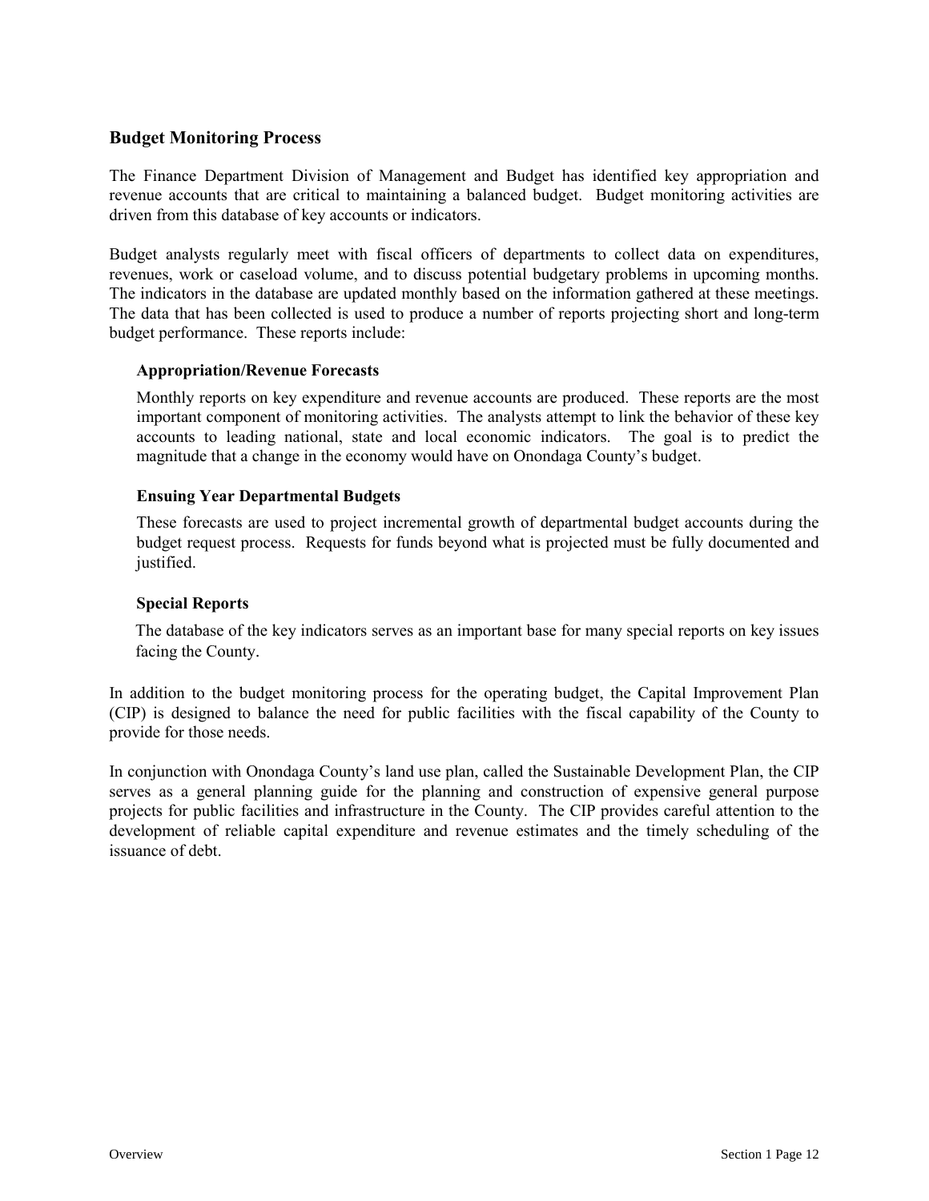## Budget Monitoring Process

The Finance Department Division of Management and Budget has identified key appropriation and revenue accounts that are critical to maintaining a balanced budget. Budget monitoring activities are driven from this database of key accounts or indicators.

Budget analysts regularly meet with fiscal officers of departments to collect data on expenditures, revenues, work or caseload volume, and to discuss potential budgetary problems in upcoming months. The indicators in the database are updated monthly based on the information gathered at these meetings. The data that has been collected is used to produce a number of reports projecting short and long-term budget performance. These reports include:

### Appropriation/Revenue Forecasts

Monthly reports on key expenditure and revenue accounts are produced. These reports are the most important component of monitoring activities. The analysts attempt to link the behavior of these key accounts to leading national, state and local economic indicators. The goal is to predict the magnitude that a change in the economy would have on Onondaga County's budget.

### Ensuing Year Departmental Budgets

These forecasts are used to project incremental growth of departmental budget accounts during the budget request process. Requests for funds beyond what is projected must be fully documented and justified.

### Special Reports

The database of the key indicators serves as an important base for many special reports on key issues facing the County.

In addition to the budget monitoring process for the operating budget, the Capital Improvement Plan (CIP) is designed to balance the need for public facilities with the fiscal capability of the County to provide for those needs.

In conjunction with Onondaga County's land use plan, called the Sustainable Development Plan, the CIP serves as a general planning guide for the planning and construction of expensive general purpose projects for public facilities and infrastructure in the County. The CIP provides careful attention to the development of reliable capital expenditure and revenue estimates and the timely scheduling of the issuance of debt.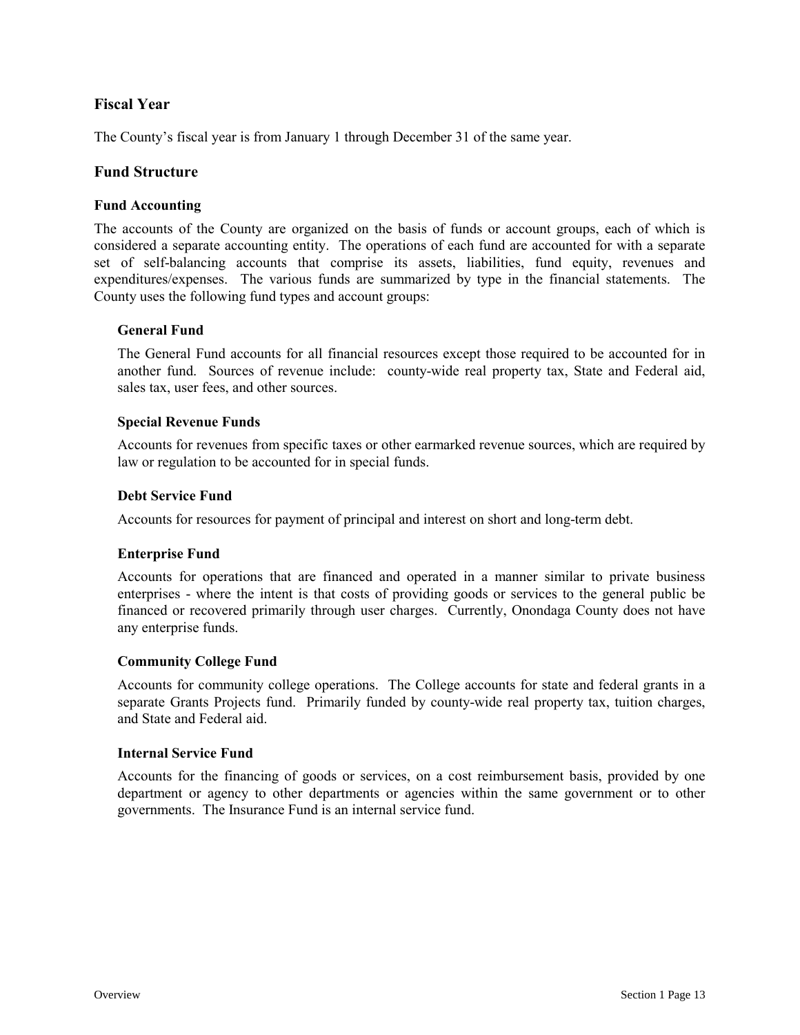## Fiscal Year

The County's fiscal year is from January 1 through December 31 of the same year.

## Fund Structure

### Fund Accounting

The accounts of the County are organized on the basis of funds or account groups, each of which is considered a separate accounting entity. The operations of each fund are accounted for with a separate set of self-balancing accounts that comprise its assets, liabilities, fund equity, revenues and expenditures/expenses. The various funds are summarized by type in the financial statements. The County uses the following fund types and account groups:

#### General Fund

The General Fund accounts for all financial resources except those required to be accounted for in another fund. Sources of revenue include: county-wide real property tax, State and Federal aid, sales tax, user fees, and other sources.

#### Special Revenue Funds

Accounts for revenues from specific taxes or other earmarked revenue sources, which are required by law or regulation to be accounted for in special funds.

#### Debt Service Fund

Accounts for resources for payment of principal and interest on short and long-term debt.

#### Enterprise Fund

Accounts for operations that are financed and operated in a manner similar to private business enterprises - where the intent is that costs of providing goods or services to the general public be financed or recovered primarily through user charges. Currently, Onondaga County does not have any enterprise funds.

#### Community College Fund

Accounts for community college operations. The College accounts for state and federal grants in a separate Grants Projects fund. Primarily funded by county-wide real property tax, tuition charges, and State and Federal aid.

#### Internal Service Fund

Accounts for the financing of goods or services, on a cost reimbursement basis, provided by one department or agency to other departments or agencies within the same government or to other governments. The Insurance Fund is an internal service fund.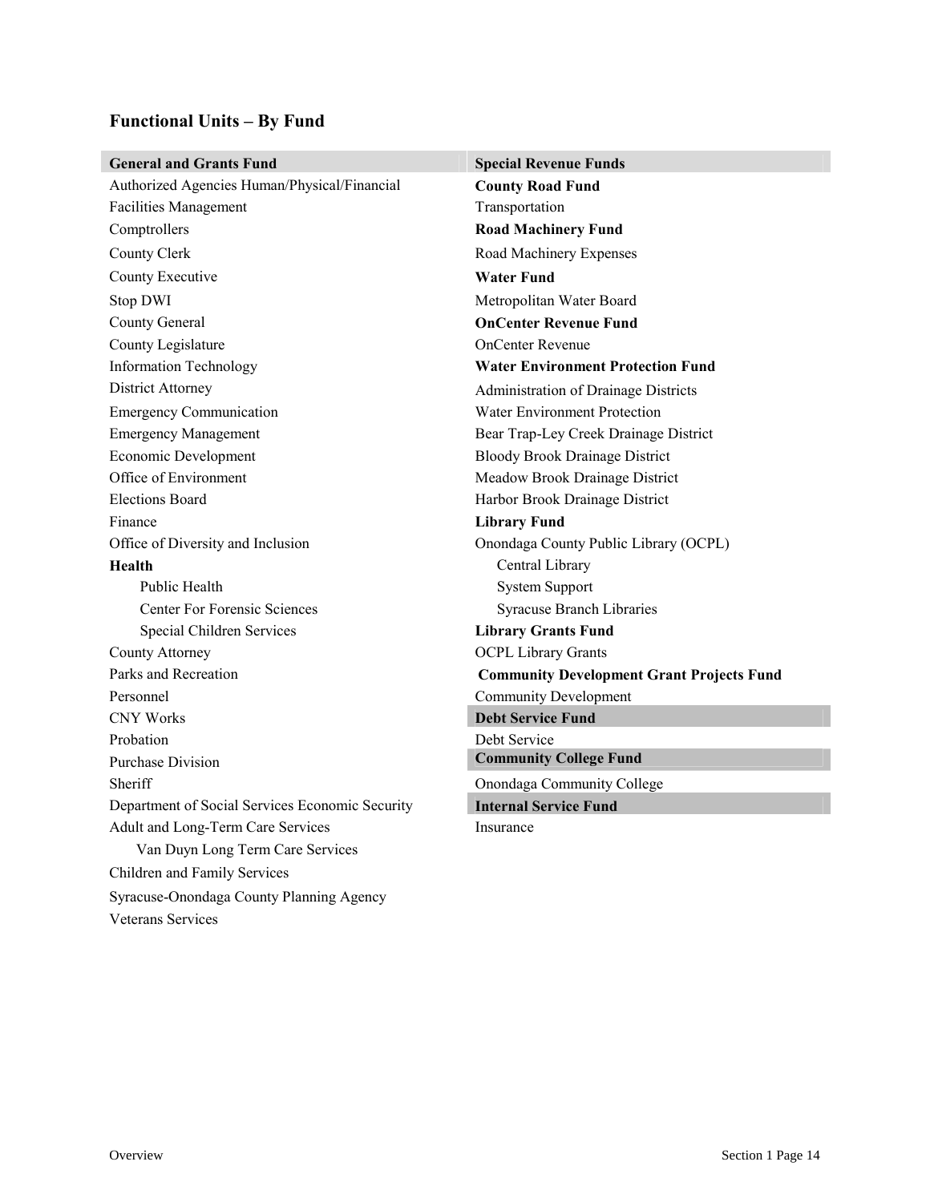## Functional Units – By Fund

**General and Grants Fund**

- Authorized Agencies Human/Physical/Financial
- Facilities Management
- Comptrollers
- County Clerk
- County Executive
- Stop DWI
- County General
- County Legislature
- Information Technology
- District Attorney
- Emergency Communication
- Emergency Management
- Economic Development
- Office of Environment
- Elections Board
- Finance
- Office of Diversity and Inclusion
- **Health**
  - Public Health
  - Center For Forensic Sciences
  - Special Children Services
- County Attorney
- Parks and Recreation
- Personnel
- CNY Works
- Probation
- Purchase Division
- Sheriff
- Department of Social Services Economic Security
- Adult and Long-Term Care Services
  - Van Duyn Long Term Care Services
- Children and Family Services
- Syracuse-Onondaga County Planning Agency
- Veterans Services

**Special Revenue Funds**

**County Road Fund**
- Transportation

**Road Machinery Fund**
- Road Machinery Expenses

**Water Fund**
- Metropolitan Water Board

**OnCenter Revenue Fund**
- OnCenter Revenue

**Water Environment Protection Fund**
- Administration of Drainage Districts
- Water Environment Protection
- Bear Trap-Ley Creek Drainage District
- Bloody Brook Drainage District
- Meadow Brook Drainage District
- Harbor Brook Drainage District

**Library Fund**
- Onondaga County Public Library (OCPL)
  - Central Library
  - System Support
  - Syracuse Branch Libraries

**Library Grants Fund**
- OCPL Library Grants

**Community Development Grant Projects Fund**
- Community Development

**Debt Service Fund**
- Debt Service

**Community College Fund**
- Onondaga Community College

**Internal Service Fund**
- Insurance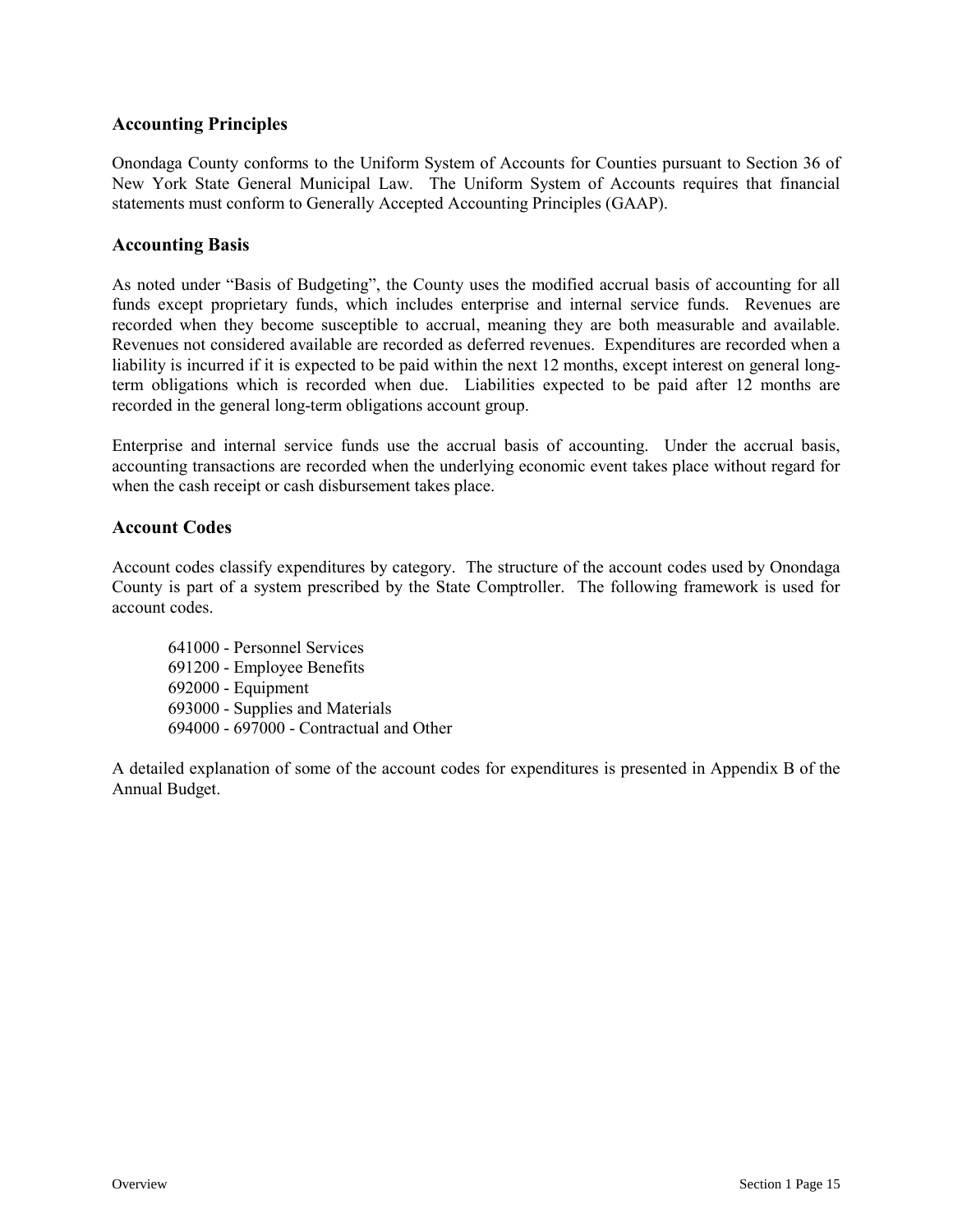## Accounting Principles

Onondaga County conforms to the Uniform System of Accounts for Counties pursuant to Section 36 of New York State General Municipal Law. The Uniform System of Accounts requires that financial statements must conform to Generally Accepted Accounting Principles (GAAP).

## Accounting Basis

As noted under "Basis of Budgeting", the County uses the modified accrual basis of accounting for all funds except proprietary funds, which includes enterprise and internal service funds. Revenues are recorded when they become susceptible to accrual, meaning they are both measurable and available. Revenues not considered available are recorded as deferred revenues. Expenditures are recorded when a liability is incurred if it is expected to be paid within the next 12 months, except interest on general long-term obligations which is recorded when due. Liabilities expected to be paid after 12 months are recorded in the general long-term obligations account group.

Enterprise and internal service funds use the accrual basis of accounting. Under the accrual basis, accounting transactions are recorded when the underlying economic event takes place without regard for when the cash receipt or cash disbursement takes place.

## Account Codes

Account codes classify expenditures by category. The structure of the account codes used by Onondaga County is part of a system prescribed by the State Comptroller. The following framework is used for account codes.

641000 - Personnel Services
691200 - Employee Benefits
692000 - Equipment
693000 - Supplies and Materials
694000 - 697000 - Contractual and Other

A detailed explanation of some of the account codes for expenditures is presented in Appendix B of the Annual Budget.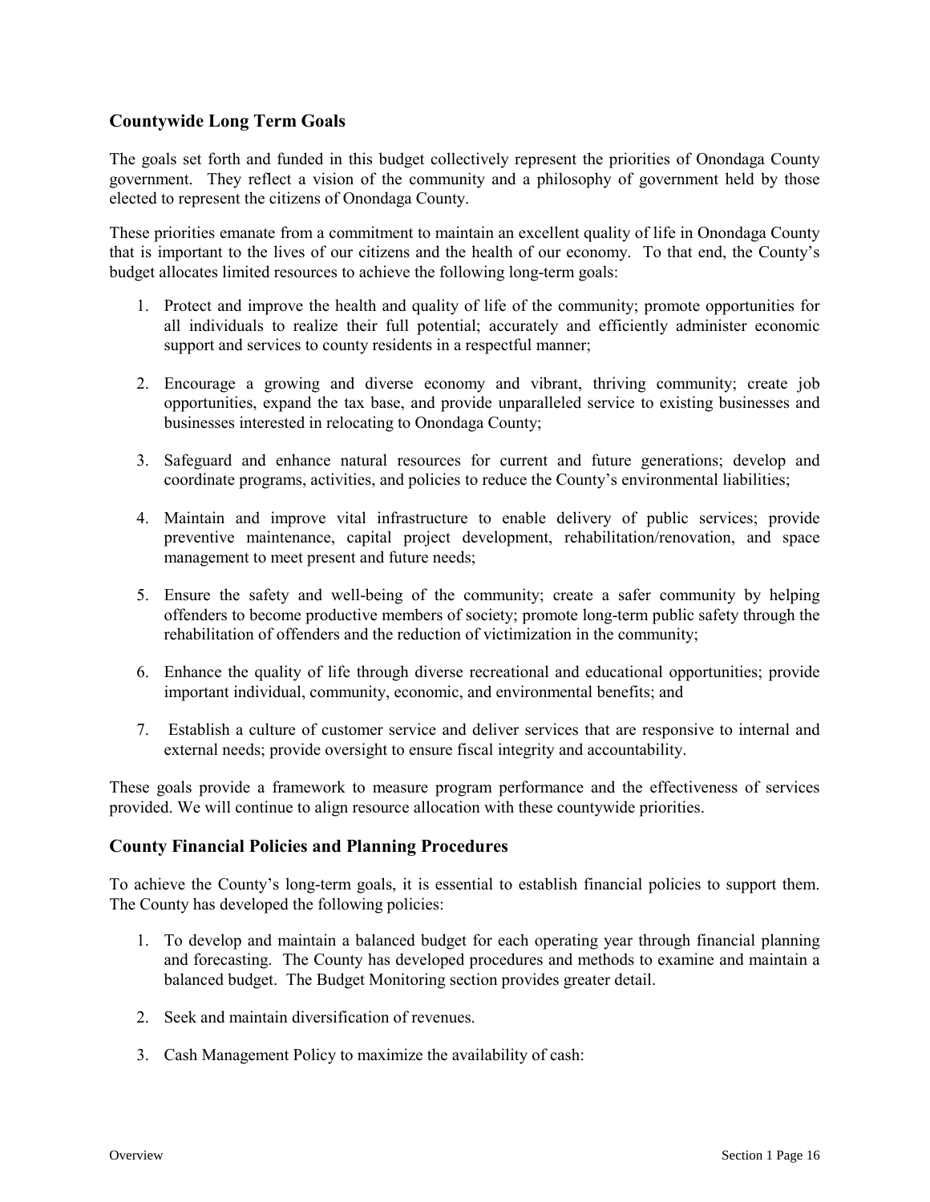## Countywide Long Term Goals

The goals set forth and funded in this budget collectively represent the priorities of Onondaga County government. They reflect a vision of the community and a philosophy of government held by those elected to represent the citizens of Onondaga County.

These priorities emanate from a commitment to maintain an excellent quality of life in Onondaga County that is important to the lives of our citizens and the health of our economy. To that end, the County's budget allocates limited resources to achieve the following long-term goals:

1. Protect and improve the health and quality of life of the community; promote opportunities for all individuals to realize their full potential; accurately and efficiently administer economic support and services to county residents in a respectful manner;

2. Encourage a growing and diverse economy and vibrant, thriving community; create job opportunities, expand the tax base, and provide unparalleled service to existing businesses and businesses interested in relocating to Onondaga County;

3. Safeguard and enhance natural resources for current and future generations; develop and coordinate programs, activities, and policies to reduce the County's environmental liabilities;

4. Maintain and improve vital infrastructure to enable delivery of public services; provide preventive maintenance, capital project development, rehabilitation/renovation, and space management to meet present and future needs;

5. Ensure the safety and well-being of the community; create a safer community by helping offenders to become productive members of society; promote long-term public safety through the rehabilitation of offenders and the reduction of victimization in the community;

6. Enhance the quality of life through diverse recreational and educational opportunities; provide important individual, community, economic, and environmental benefits; and

7. Establish a culture of customer service and deliver services that are responsive to internal and external needs; provide oversight to ensure fiscal integrity and accountability.

These goals provide a framework to measure program performance and the effectiveness of services provided. We will continue to align resource allocation with these countywide priorities.

## County Financial Policies and Planning Procedures

To achieve the County's long-term goals, it is essential to establish financial policies to support them. The County has developed the following policies:

1. To develop and maintain a balanced budget for each operating year through financial planning and forecasting. The County has developed procedures and methods to examine and maintain a balanced budget. The Budget Monitoring section provides greater detail.

2. Seek and maintain diversification of revenues.

3. Cash Management Policy to maximize the availability of cash: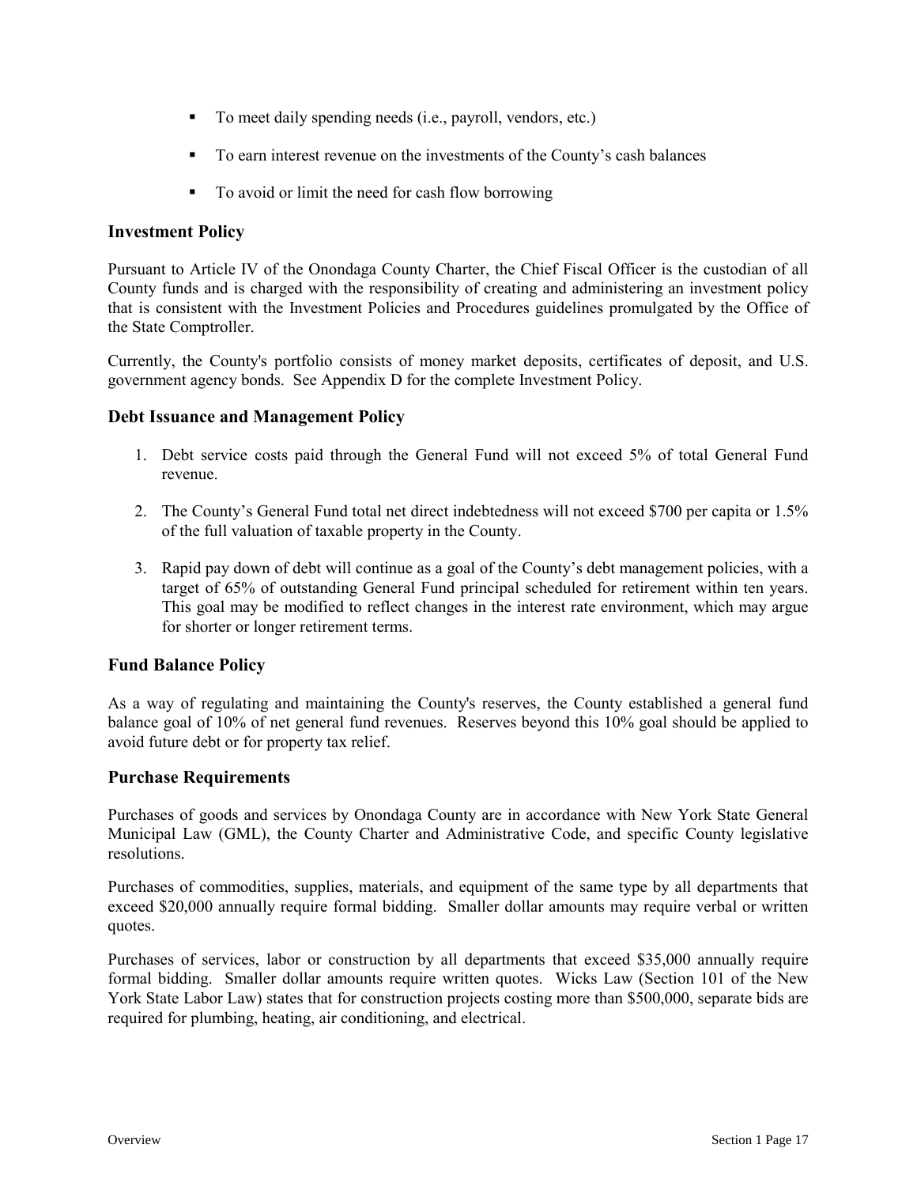- To meet daily spending needs (i.e., payroll, vendors, etc.)
- To earn interest revenue on the investments of the County's cash balances
- To avoid or limit the need for cash flow borrowing

### Investment Policy

Pursuant to Article IV of the Onondaga County Charter, the Chief Fiscal Officer is the custodian of all County funds and is charged with the responsibility of creating and administering an investment policy that is consistent with the Investment Policies and Procedures guidelines promulgated by the Office of the State Comptroller.

Currently, the County's portfolio consists of money market deposits, certificates of deposit, and U.S. government agency bonds. See Appendix D for the complete Investment Policy.

### Debt Issuance and Management Policy

1. Debt service costs paid through the General Fund will not exceed 5% of total General Fund revenue.
2. The County's General Fund total net direct indebtedness will not exceed $700 per capita or 1.5% of the full valuation of taxable property in the County.
3. Rapid pay down of debt will continue as a goal of the County's debt management policies, with a target of 65% of outstanding General Fund principal scheduled for retirement within ten years. This goal may be modified to reflect changes in the interest rate environment, which may argue for shorter or longer retirement terms.

### Fund Balance Policy

As a way of regulating and maintaining the County's reserves, the County established a general fund balance goal of 10% of net general fund revenues. Reserves beyond this 10% goal should be applied to avoid future debt or for property tax relief.

### Purchase Requirements

Purchases of goods and services by Onondaga County are in accordance with New York State General Municipal Law (GML), the County Charter and Administrative Code, and specific County legislative resolutions.

Purchases of commodities, supplies, materials, and equipment of the same type by all departments that exceed $20,000 annually require formal bidding. Smaller dollar amounts may require verbal or written quotes.

Purchases of services, labor or construction by all departments that exceed $35,000 annually require formal bidding. Smaller dollar amounts require written quotes. Wicks Law (Section 101 of the New York State Labor Law) states that for construction projects costing more than $500,000, separate bids are required for plumbing, heating, air conditioning, and electrical.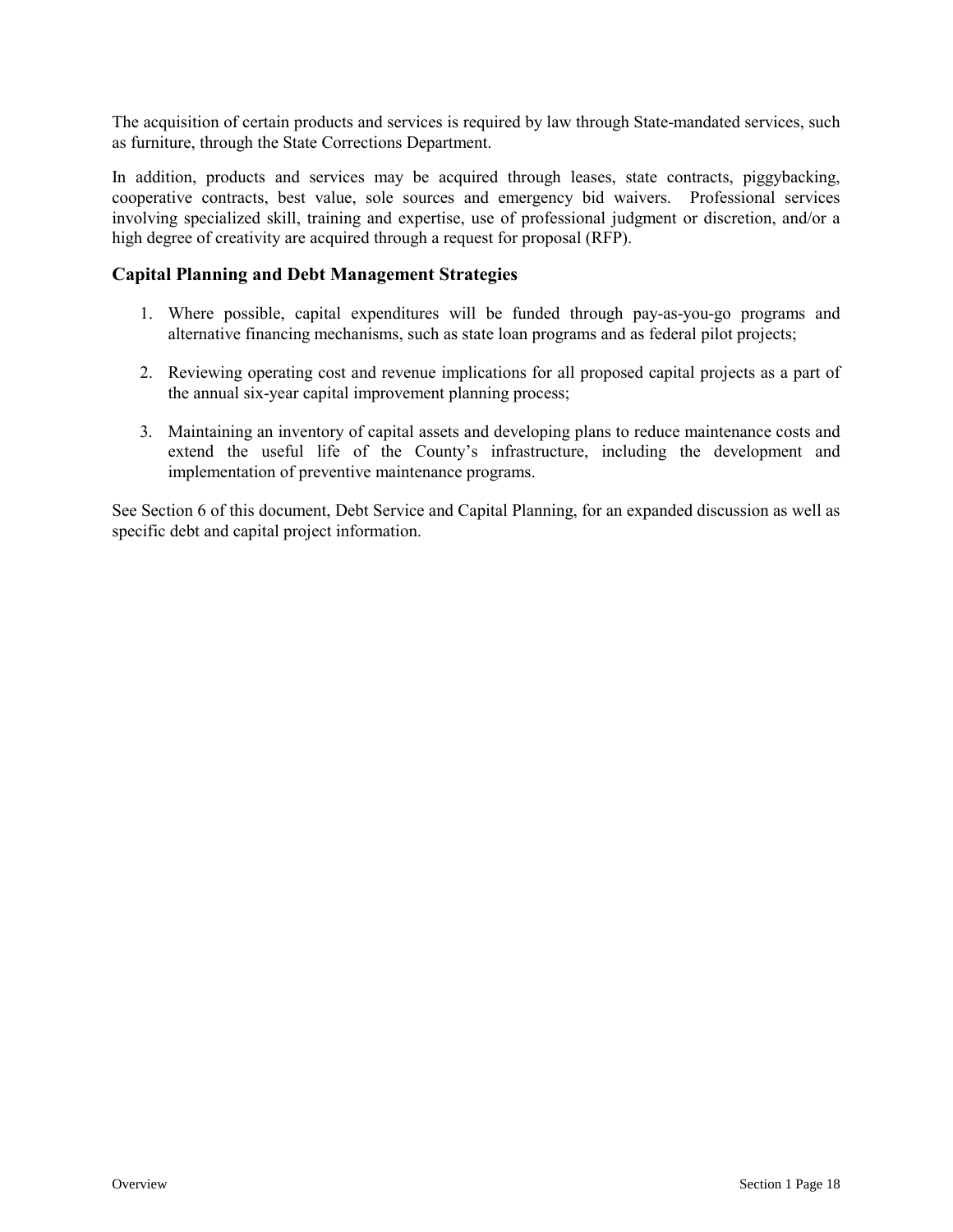The acquisition of certain products and services is required by law through State-mandated services, such as furniture, through the State Corrections Department.

In addition, products and services may be acquired through leases, state contracts, piggybacking, cooperative contracts, best value, sole sources and emergency bid waivers. Professional services involving specialized skill, training and expertise, use of professional judgment or discretion, and/or a high degree of creativity are acquired through a request for proposal (RFP).

### Capital Planning and Debt Management Strategies

1. Where possible, capital expenditures will be funded through pay-as-you-go programs and alternative financing mechanisms, such as state loan programs and as federal pilot projects;

2. Reviewing operating cost and revenue implications for all proposed capital projects as a part of the annual six-year capital improvement planning process;

3. Maintaining an inventory of capital assets and developing plans to reduce maintenance costs and extend the useful life of the County's infrastructure, including the development and implementation of preventive maintenance programs.

See Section 6 of this document, Debt Service and Capital Planning, for an expanded discussion as well as specific debt and capital project information.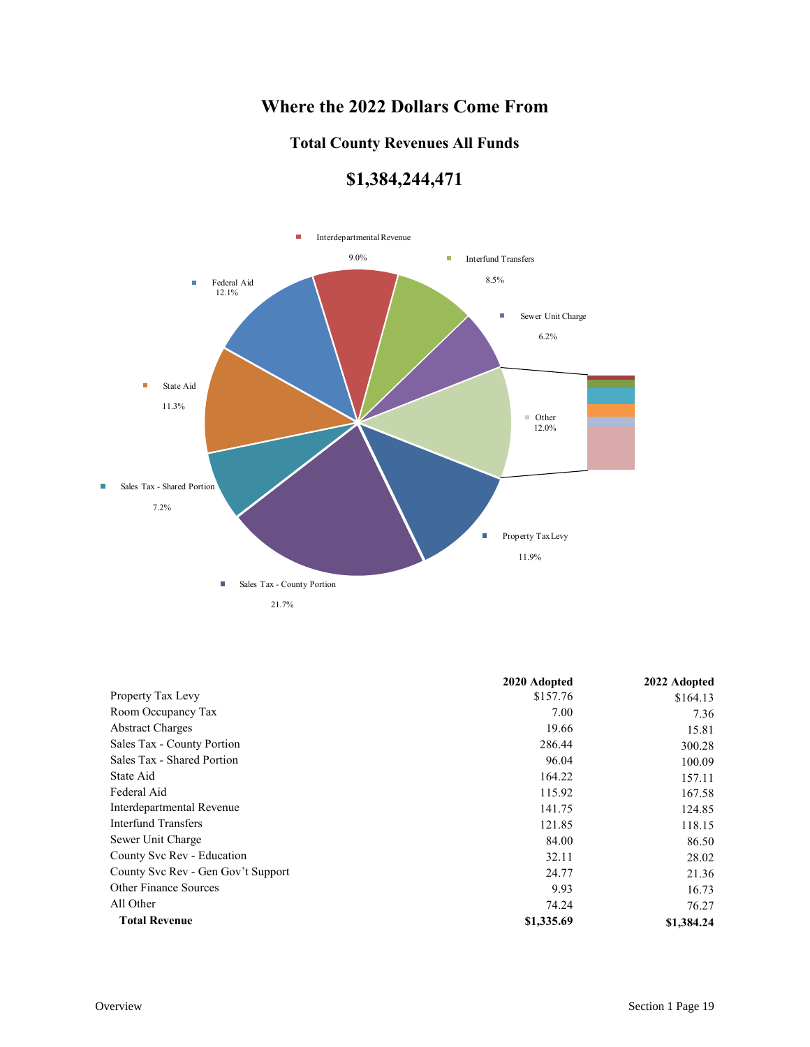# Where the 2022 Dollars Come From

## Total County Revenues All Funds

## $1,384,244,471

Interdepartmental Revenue 9.0%

Interfund Transfers 8.5%

Sewer Unit Charge 6.2%

Other 12.0%

Property Tax Levy 11.9%

Sales Tax - County Portion 21.7%

Sales Tax - Shared Portion 7.2%

State Aid 11.3%

Federal Aid 12.1%

| | 2020 Adopted | 2022 Adopted |
|---|---|---|
| Property Tax Levy | $157.76 | $164.13 |
| Room Occupancy Tax | 7.00 | 7.36 |
| Abstract Charges | 19.66 | 15.81 |
| Sales Tax - County Portion | 286.44 | 300.28 |
| Sales Tax - Shared Portion | 96.04 | 100.09 |
| State Aid | 164.22 | 157.11 |
| Federal Aid | 115.92 | 167.58 |
| Interdepartmental Revenue | 141.75 | 124.85 |
| Interfund Transfers | 121.85 | 118.15 |
| Sewer Unit Charge | 84.00 | 86.50 |
| County Svc Rev - Education | 32.11 | 28.02 |
| County Svc Rev - Gen Gov't Support | 24.77 | 21.36 |
| Other Finance Sources | 9.93 | 16.73 |
| All Other | 74.24 | 76.27 |
| **Total Revenue** | **$1,335.69** | **$1,384.24** |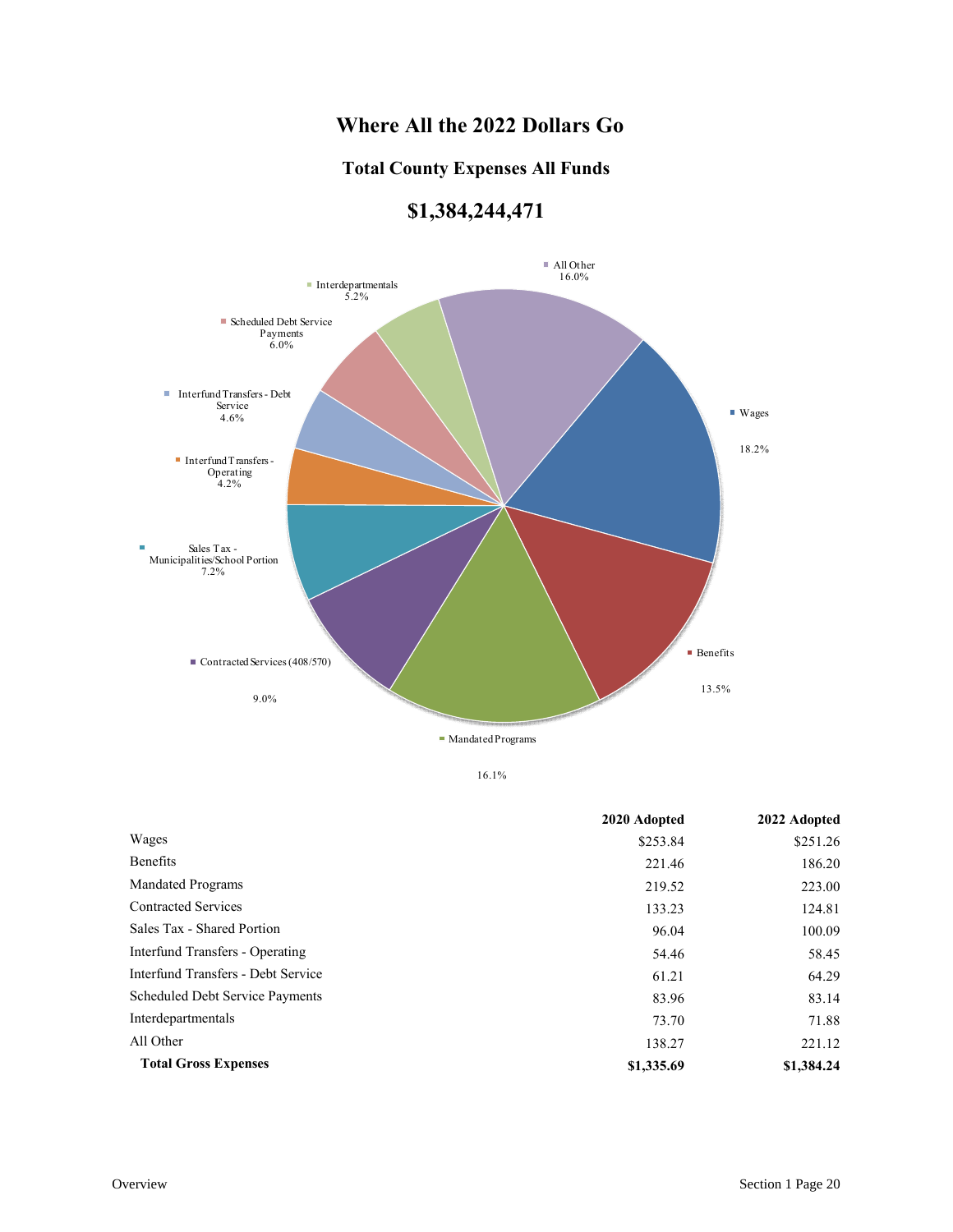# Where All the 2022 Dollars Go

## Total County Expenses All Funds

## $1,384,244,471

All Other
16.0%

Interdepartmentals
5.2%

Scheduled Debt Service Payments
6.0%

Interfund Transfers - Debt Service
4.6%

Interfund Transfers - Operating
4.2%

Sales Tax - Municipalities/School Portion
7.2%

Contracted Services (408/570)
9.0%

Mandated Programs
16.1%

Benefits
13.5%

Wages
18.2%

| | 2020 Adopted | 2022 Adopted |
|---|---|---|
| Wages | $253.84 | $251.26 |
| Benefits | 221.46 | 186.20 |
| Mandated Programs | 219.52 | 223.00 |
| Contracted Services | 133.23 | 124.81 |
| Sales Tax - Shared Portion | 96.04 | 100.09 |
| Interfund Transfers - Operating | 54.46 | 58.45 |
| Interfund Transfers - Debt Service | 61.21 | 64.29 |
| Scheduled Debt Service Payments | 83.96 | 83.14 |
| Interdepartmentals | 73.70 | 71.88 |
| All Other | 138.27 | 221.12 |
| **Total Gross Expenses** | **$1,335.69** | **$1,384.24** |